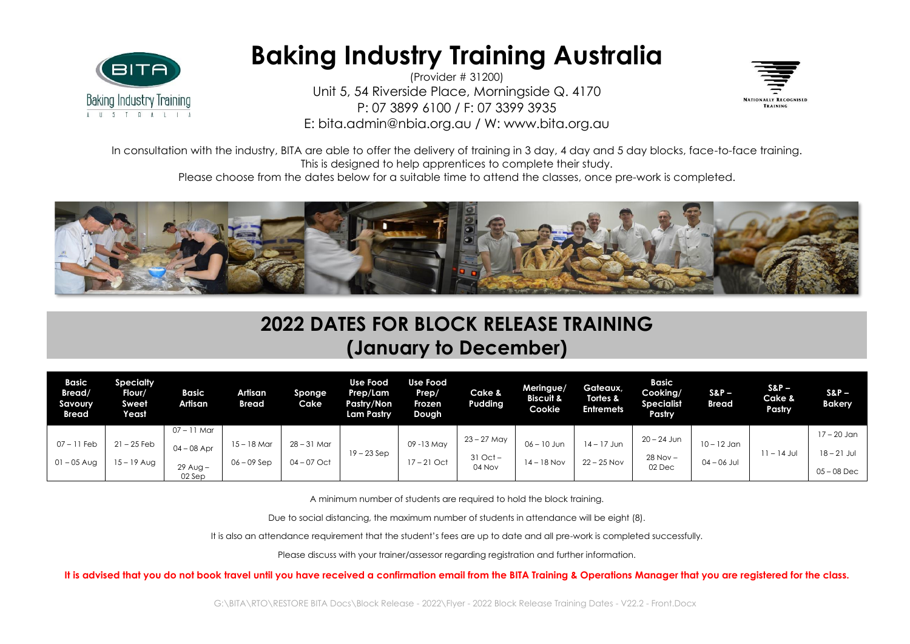# Baking Industry Training Australia

(Provider # 31200)
Unit 5, 54 Riverside Place, Morningside Q. 4170
P: 07 3899 6100 / F: 07 3399 3935
E: bita.admin@nbia.org.au / W: www.bita.org.au

In consultation with the industry, BITA are able to offer the delivery of training in 3 day, 4 day and 5 day blocks, face-to-face training. This is designed to help apprentices to complete their study.
Please choose from the dates below for a suitable time to attend the classes, once pre-work is completed.

## 2022 DATES FOR BLOCK RELEASE TRAINING (January to December)

| Basic Bread/ Savoury Bread | Specialty Flour/ Sweet Yeast | Basic Artisan | Artisan Bread | Sponge Cake | Use Food Prep/Lam Pastry/Non Lam Pastry | Use Food Prep/ Frozen Dough | Cake & Pudding | Meringue/ Biscuit & Cookie | Gateaux, Tortes & Entremets | Basic Cooking/ Specialist Pastry | S&P – Bread | S&P – Cake & Pastry | S&P – Bakery |
|---|---|---|---|---|---|---|---|---|---|---|---|---|---|
| 07 – 11 Feb<br>01 – 05 Aug | 21 – 25 Feb<br>15 – 19 Aug | 07 – 11 Mar<br>04 – 08 Apr<br>29 Aug – 02 Sep | 15 – 18 Mar<br>06 – 09 Sep | 28 – 31 Mar<br>04 – 07 Oct | 19 – 23 Sep | 09 -13 May<br>17 – 21 Oct | 23 – 27 May<br>31 Oct – 04 Nov | 06 – 10 Jun<br>14 – 18 Nov | 14 – 17 Jun<br>22 – 25 Nov | 20 – 24 Jun<br>28 Nov – 02 Dec | 10 – 12 Jan<br>04 – 06 Jul | 11 – 14 Jul | 17 – 20 Jan<br>18 – 21 Jul<br>05 – 08 Dec |

A minimum number of students are required to hold the block training.

Due to social distancing, the maximum number of students in attendance will be eight (8).

It is also an attendance requirement that the student's fees are up to date and all pre-work is completed successfully.

Please discuss with your trainer/assessor regarding registration and further information.

**It is advised that you do not book travel until you have received a confirmation email from the BITA Training & Operations Manager that you are registered for the class.**

G:\BITA\RTO\RESTORE BITA Docs\Block Release - 2022\Flyer - 2022 Block Release Training Dates - V22.2 - Front.Docx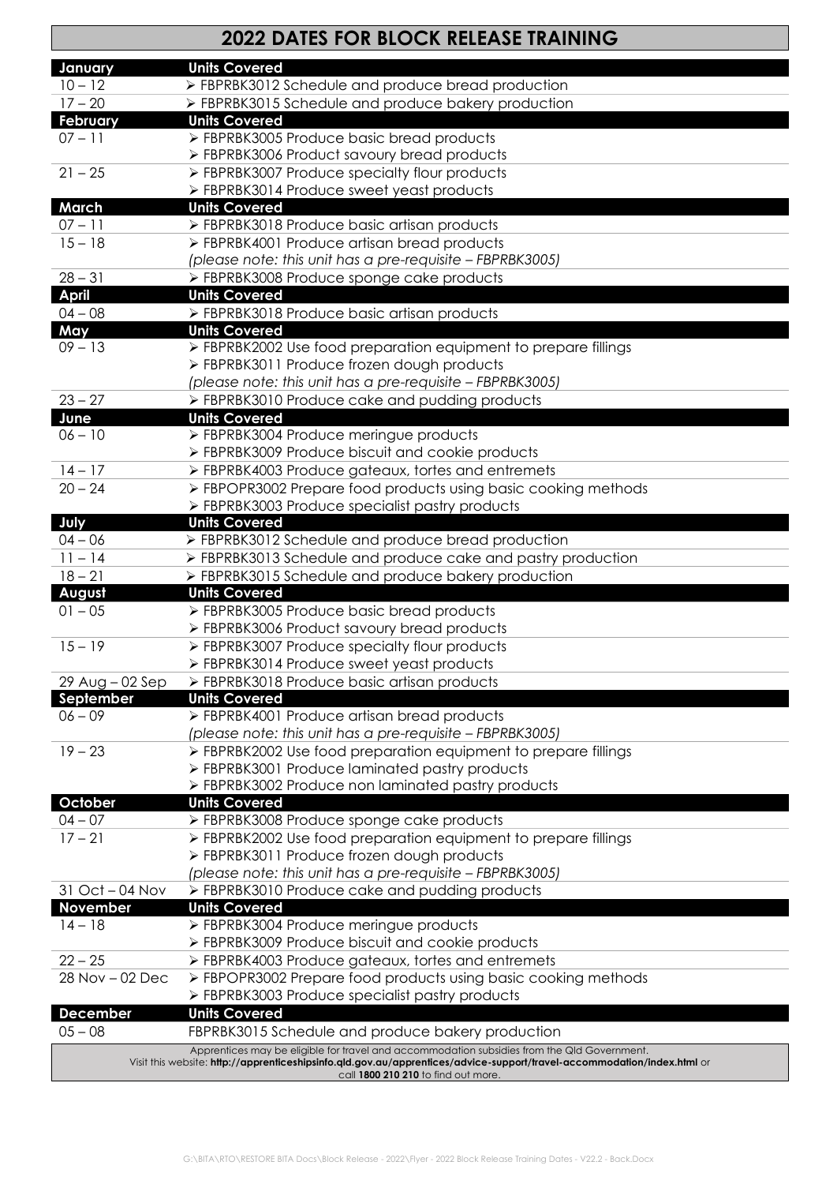# 2022 DATES FOR BLOCK RELEASE TRAINING

| January | Units Covered |
|---|---|
| 10 – 12 | ➢ FBPRBK3012 Schedule and produce bread production |
| 17 – 20 | ➢ FBPRBK3015 Schedule and produce bakery production |
| **February** | **Units Covered** |
| 07 – 11 | ➢ FBPRBK3005 Produce basic bread products<br>➢ FBPRBK3006 Product savoury bread products |
| 21 – 25 | ➢ FBPRBK3007 Produce specialty flour products<br>➢ FBPRBK3014 Produce sweet yeast products |
| **March** | **Units Covered** |
| 07 – 11 | ➢ FBPRBK3018 Produce basic artisan products |
| 15 – 18 | ➢ FBPRBK4001 Produce artisan bread products<br>*(please note: this unit has a pre-requisite – FBPRBK3005)* |
| 28 – 31 | ➢ FBPRBK3008 Produce sponge cake products |
| **April** | **Units Covered** |
| 04 – 08 | ➢ FBPRBK3018 Produce basic artisan products |
| **May** | **Units Covered** |
| 09 – 13 | ➢ FBPRBK2002 Use food preparation equipment to prepare fillings<br>➢ FBPRBK3011 Produce frozen dough products<br>*(please note: this unit has a pre-requisite – FBPRBK3005)* |
| 23 – 27 | ➢ FBPRBK3010 Produce cake and pudding products |
| **June** | **Units Covered** |
| 06 – 10 | ➢ FBPRBK3004 Produce meringue products<br>➢ FBPRBK3009 Produce biscuit and cookie products |
| 14 – 17 | ➢ FBPRBK4003 Produce gateaux, tortes and entremets |
| 20 – 24 | ➢ FBPOPR3002 Prepare food products using basic cooking methods<br>➢ FBPRBK3003 Produce specialist pastry products |
| **July** | **Units Covered** |
| 04 – 06 | ➢ FBPRBK3012 Schedule and produce bread production |
| 11 – 14 | ➢ FBPRBK3013 Schedule and produce cake and pastry production |
| 18 – 21 | ➢ FBPRBK3015 Schedule and produce bakery production |
| **August** | **Units Covered** |
| 01 – 05 | ➢ FBPRBK3005 Produce basic bread products<br>➢ FBPRBK3006 Product savoury bread products |
| 15 – 19 | ➢ FBPRBK3007 Produce specialty flour products<br>➢ FBPRBK3014 Produce sweet yeast products |
| 29 Aug – 02 Sep | ➢ FBPRBK3018 Produce basic artisan products |
| **September** | **Units Covered** |
| 06 – 09 | ➢ FBPRBK4001 Produce artisan bread products<br>*(please note: this unit has a pre-requisite – FBPRBK3005)* |
| 19 – 23 | ➢ FBPRBK2002 Use food preparation equipment to prepare fillings<br>➢ FBPRBK3001 Produce laminated pastry products<br>➢ FBPRBK3002 Produce non laminated pastry products |
| **October** | **Units Covered** |
| 04 – 07 | ➢ FBPRBK3008 Produce sponge cake products |
| 17 – 21 | ➢ FBPRBK2002 Use food preparation equipment to prepare fillings<br>➢ FBPRBK3011 Produce frozen dough products<br>*(please note: this unit has a pre-requisite – FBPRBK3005)* |
| 31 Oct – 04 Nov | ➢ FBPRBK3010 Produce cake and pudding products |
| **November** | **Units Covered** |
| 14 – 18 | ➢ FBPRBK3004 Produce meringue products<br>➢ FBPRBK3009 Produce biscuit and cookie products |
| 22 – 25 | ➢ FBPRBK4003 Produce gateaux, tortes and entremets |
| 28 Nov – 02 Dec | ➢ FBPOPR3002 Prepare food products using basic cooking methods<br>➢ FBPRBK3003 Produce specialist pastry products |
| **December** | **Units Covered** |
| 05 – 08 | FBPRBK3015 Schedule and produce bakery production |

Apprentices may be eligible for travel and accommodation subsidies from the Qld Government.
Visit this website: **http://apprenticeshipsinfo.qld.gov.au/apprentices/advice-support/travel-accommodation/index.html** or call **1800 210 210** to find out more.

G:\BITA\RTO\RESTORE BITA Docs\Block Release - 2022\Flyer - 2022 Block Release Training Dates - V22.2 - Back.Docx